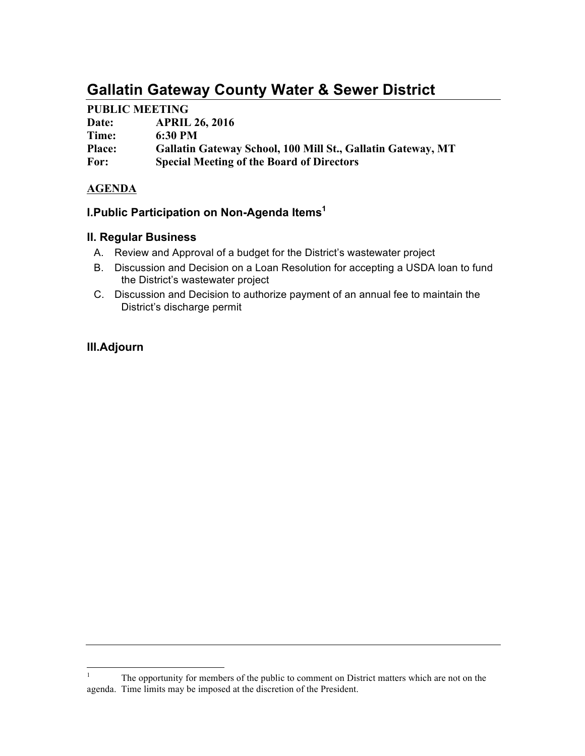# Gallatin Gateway County Water & Sewer District

**PUBLIC MEETING**

**Date:** APRIL 26, 2016
**Time:** 6:30 PM
**Place:** Gallatin Gateway School, 100 Mill St., Gallatin Gateway, MT
**For:** Special Meeting of the Board of Directors

**AGENDA**

## I.Public Participation on Non-Agenda Items[1]

## II. Regular Business

A. Review and Approval of a budget for the District's wastewater project

B. Discussion and Decision on a Loan Resolution for accepting a USDA loan to fund the District's wastewater project

C. Discussion and Decision to authorize payment of an annual fee to maintain the District's discharge permit

## III.Adjourn

---

[1] The opportunity for members of the public to comment on District matters which are not on the agenda. Time limits may be imposed at the discretion of the President.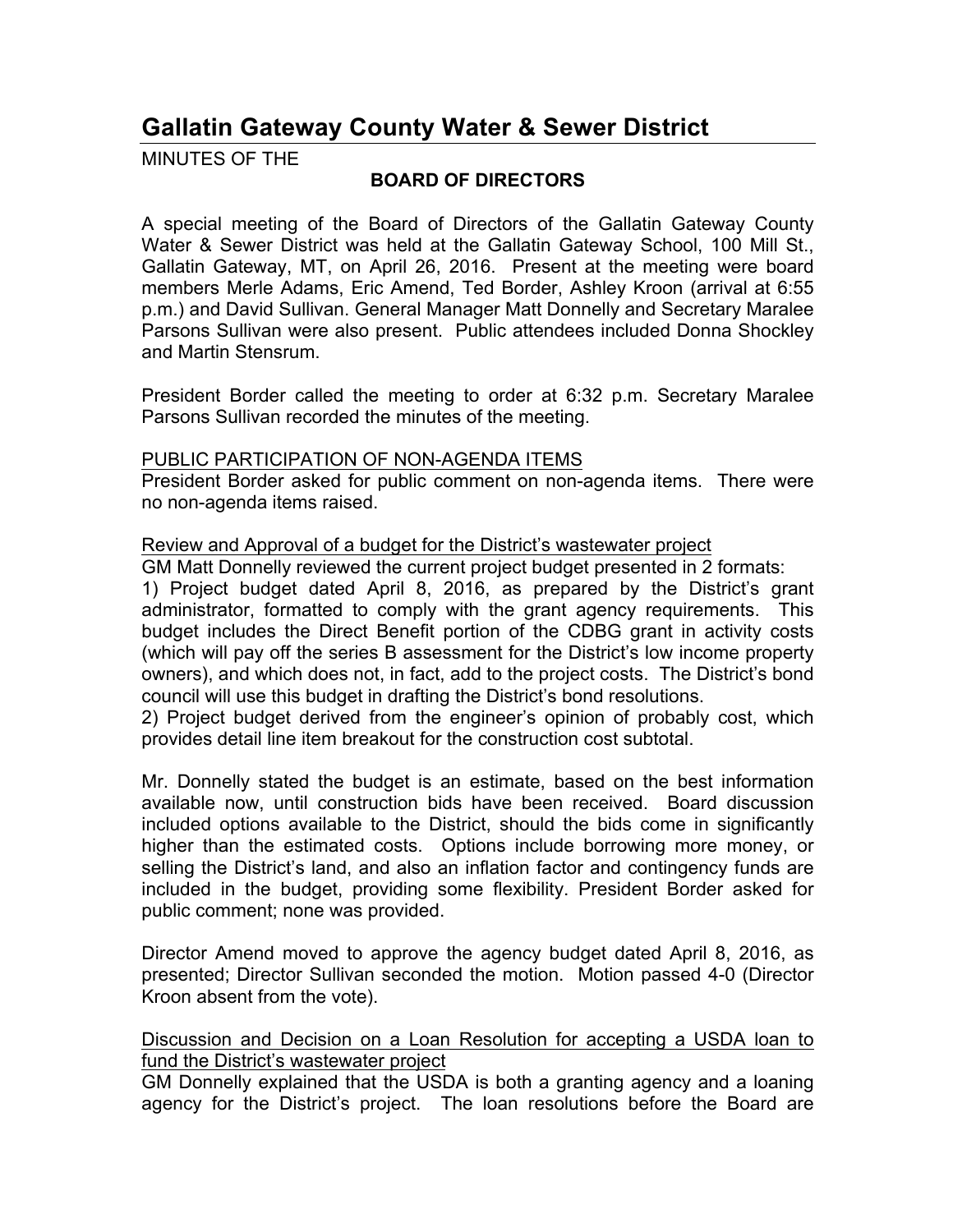# Gallatin Gateway County Water & Sewer District

MINUTES OF THE

**BOARD OF DIRECTORS**

A special meeting of the Board of Directors of the Gallatin Gateway County Water & Sewer District was held at the Gallatin Gateway School, 100 Mill St., Gallatin Gateway, MT, on April 26, 2016. Present at the meeting were board members Merle Adams, Eric Amend, Ted Border, Ashley Kroon (arrival at 6:55 p.m.) and David Sullivan. General Manager Matt Donnelly and Secretary Maralee Parsons Sullivan were also present. Public attendees included Donna Shockley and Martin Stensrum.

President Border called the meeting to order at 6:32 p.m. Secretary Maralee Parsons Sullivan recorded the minutes of the meeting.

<u>PUBLIC PARTICIPATION OF NON-AGENDA ITEMS</u>

President Border asked for public comment on non-agenda items. There were no non-agenda items raised.

<u>Review and Approval of a budget for the District's wastewater project</u>

GM Matt Donnelly reviewed the current project budget presented in 2 formats:

1) Project budget dated April 8, 2016, as prepared by the District's grant administrator, formatted to comply with the grant agency requirements. This budget includes the Direct Benefit portion of the CDBG grant in activity costs (which will pay off the series B assessment for the District's low income property owners), and which does not, in fact, add to the project costs. The District's bond council will use this budget in drafting the District's bond resolutions.

2) Project budget derived from the engineer's opinion of probably cost, which provides detail line item breakout for the construction cost subtotal.

Mr. Donnelly stated the budget is an estimate, based on the best information available now, until construction bids have been received. Board discussion included options available to the District, should the bids come in significantly higher than the estimated costs. Options include borrowing more money, or selling the District's land, and also an inflation factor and contingency funds are included in the budget, providing some flexibility. President Border asked for public comment; none was provided.

Director Amend moved to approve the agency budget dated April 8, 2016, as presented; Director Sullivan seconded the motion. Motion passed 4-0 (Director Kroon absent from the vote).

<u>Discussion and Decision on a Loan Resolution for accepting a USDA loan to fund the District's wastewater project</u>

GM Donnelly explained that the USDA is both a granting agency and a loaning agency for the District's project. The loan resolutions before the Board are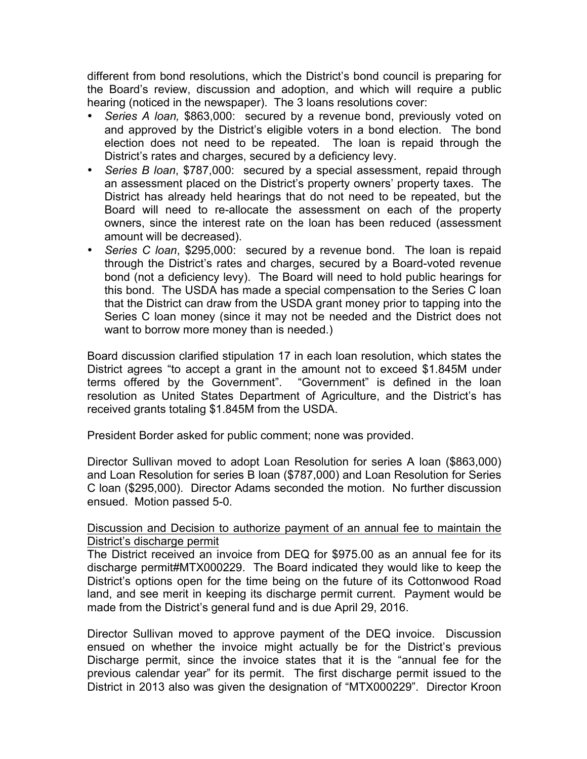different from bond resolutions, which the District's bond council is preparing for the Board's review, discussion and adoption, and which will require a public hearing (noticed in the newspaper). The 3 loans resolutions cover:

- *Series A loan,* \$863,000: secured by a revenue bond, previously voted on and approved by the District's eligible voters in a bond election. The bond election does not need to be repeated. The loan is repaid through the District's rates and charges, secured by a deficiency levy.
- *Series B loan*, \$787,000: secured by a special assessment, repaid through an assessment placed on the District's property owners' property taxes. The District has already held hearings that do not need to be repeated, but the Board will need to re-allocate the assessment on each of the property owners, since the interest rate on the loan has been reduced (assessment amount will be decreased).
- *Series C loan*, \$295,000: secured by a revenue bond. The loan is repaid through the District's rates and charges, secured by a Board-voted revenue bond (not a deficiency levy). The Board will need to hold public hearings for this bond. The USDA has made a special compensation to the Series C loan that the District can draw from the USDA grant money prior to tapping into the Series C loan money (since it may not be needed and the District does not want to borrow more money than is needed.)

Board discussion clarified stipulation 17 in each loan resolution, which states the District agrees "to accept a grant in the amount not to exceed \$1.845M under terms offered by the Government". "Government" is defined in the loan resolution as United States Department of Agriculture, and the District's has received grants totaling \$1.845M from the USDA.

President Border asked for public comment; none was provided.

Director Sullivan moved to adopt Loan Resolution for series A loan (\$863,000) and Loan Resolution for series B loan (\$787,000) and Loan Resolution for Series C loan (\$295,000). Director Adams seconded the motion. No further discussion ensued. Motion passed 5-0.

<u>Discussion and Decision to authorize payment of an annual fee to maintain the District's discharge permit</u>

The District received an invoice from DEQ for \$975.00 as an annual fee for its discharge permit#MTX000229. The Board indicated they would like to keep the District's options open for the time being on the future of its Cottonwood Road land, and see merit in keeping its discharge permit current. Payment would be made from the District's general fund and is due April 29, 2016.

Director Sullivan moved to approve payment of the DEQ invoice. Discussion ensued on whether the invoice might actually be for the District's previous Discharge permit, since the invoice states that it is the "annual fee for the previous calendar year" for its permit. The first discharge permit issued to the District in 2013 also was given the designation of "MTX000229". Director Kroon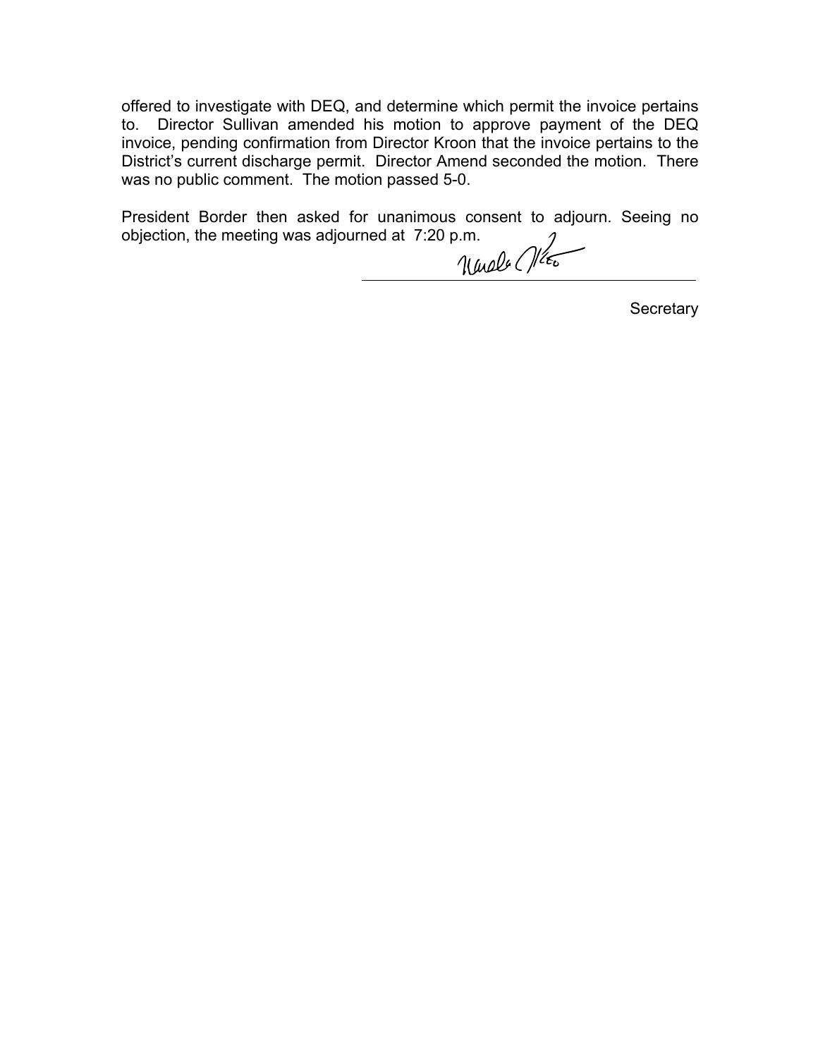offered to investigate with DEQ, and determine which permit the invoice pertains to. Director Sullivan amended his motion to approve payment of the DEQ invoice, pending confirmation from Director Kroon that the invoice pertains to the District's current discharge permit. Director Amend seconded the motion. There was no public comment. The motion passed 5-0.

President Border then asked for unanimous consent to adjourn. Seeing no objection, the meeting was adjourned at 7:20 p.m.

\_\_\_\_\_\_\_\_\_\_\_\_\_\_\_\_\_\_\_\_\_\_\_\_\_\_\_\_\_\_\_\_

Secretary